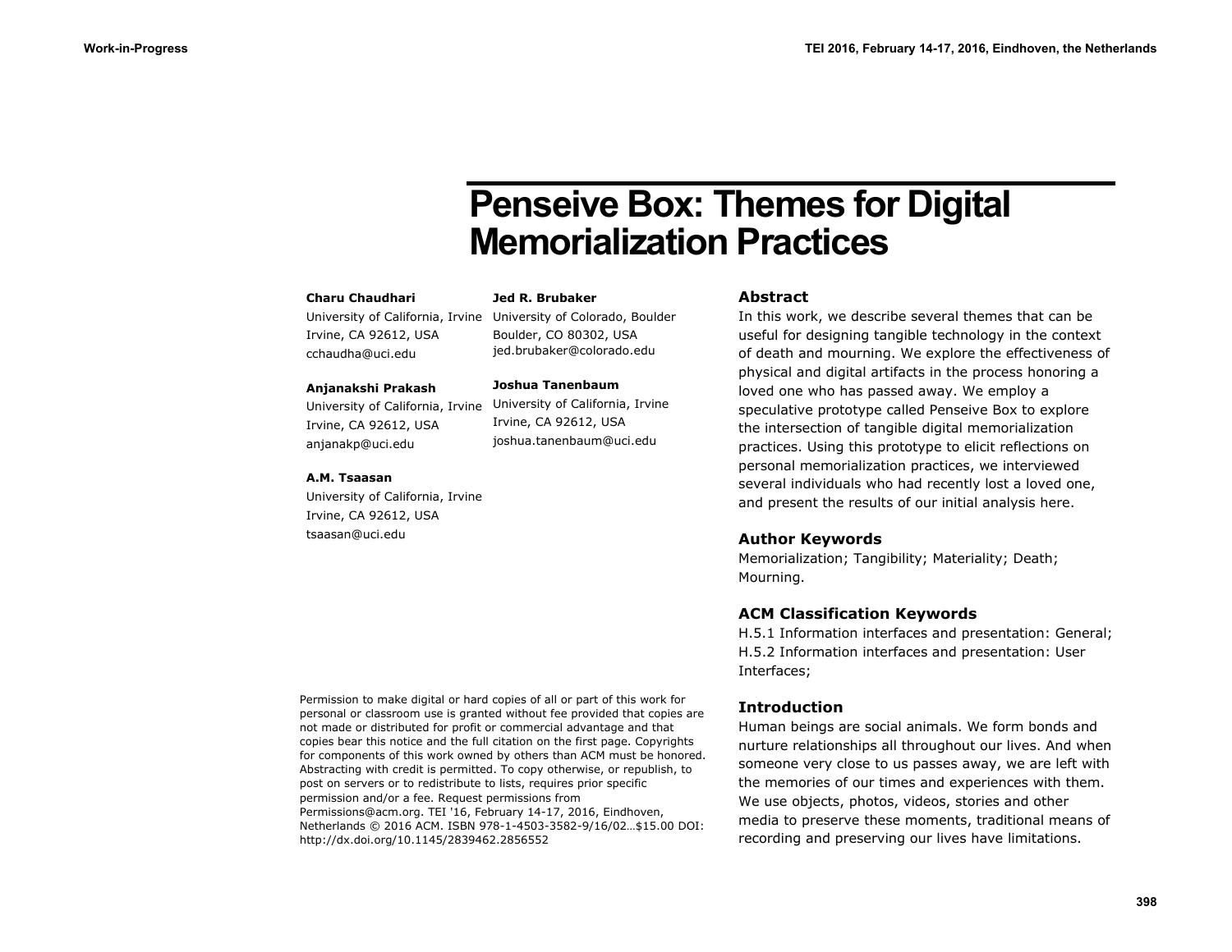# Penseive Box: Themes for Digital Memorialization Practices

**Charu Chaudhari**
University of California, Irvine
Irvine, CA 92612, USA
cchaudha@uci.edu

**Anjanakshi Prakash**
University of California, Irvine
Irvine, CA 92612, USA
anjanakp@uci.edu

**A.M. Tsaasan**
University of California, Irvine
Irvine, CA 92612, USA
tsaasan@uci.edu

**Jed R. Brubaker**
University of Colorado, Boulder
Boulder, CO 80302, USA
jed.brubaker@colorado.edu

**Joshua Tanenbaum**
University of California, Irvine
Irvine, CA 92612, USA
joshua.tanenbaum@uci.edu

Permission to make digital or hard copies of all or part of this work for personal or classroom use is granted without fee provided that copies are not made or distributed for profit or commercial advantage and that copies bear this notice and the full citation on the first page. Copyrights for components of this work owned by others than ACM must be honored. Abstracting with credit is permitted. To copy otherwise, or republish, to post on servers or to redistribute to lists, requires prior specific permission and/or a fee. Request permissions from Permissions@acm.org. TEI '16, February 14-17, 2016, Eindhoven, Netherlands © 2016 ACM. ISBN 978-1-4503-3582-9/16/02…$15.00 DOI: http://dx.doi.org/10.1145/2839462.2856552

## Abstract

In this work, we describe several themes that can be useful for designing tangible technology in the context of death and mourning. We explore the effectiveness of physical and digital artifacts in the process honoring a loved one who has passed away. We employ a speculative prototype called Penseive Box to explore the intersection of tangible digital memorialization practices. Using this prototype to elicit reflections on personal memorialization practices, we interviewed several individuals who had recently lost a loved one, and present the results of our initial analysis here.

## Author Keywords

Memorialization; Tangibility; Materiality; Death; Mourning.

## ACM Classification Keywords

H.5.1 Information interfaces and presentation: General; H.5.2 Information interfaces and presentation: User Interfaces;

## Introduction

Human beings are social animals. We form bonds and nurture relationships all throughout our lives. And when someone very close to us passes away, we are left with the memories of our times and experiences with them. We use objects, photos, videos, stories and other media to preserve these moments, traditional means of recording and preserving our lives have limitations.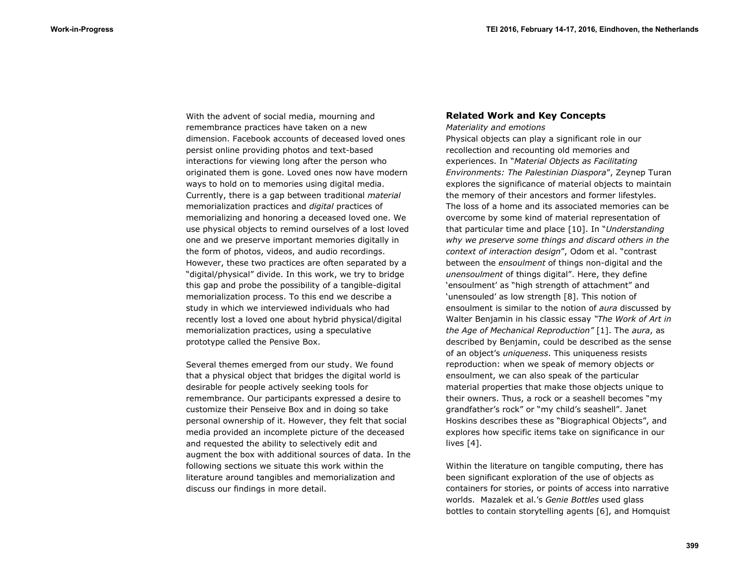With the advent of social media, mourning and remembrance practices have taken on a new dimension. Facebook accounts of deceased loved ones persist online providing photos and text-based interactions for viewing long after the person who originated them is gone. Loved ones now have modern ways to hold on to memories using digital media. Currently, there is a gap between traditional *material* memorialization practices and *digital* practices of memorializing and honoring a deceased loved one. We use physical objects to remind ourselves of a lost loved one and we preserve important memories digitally in the form of photos, videos, and audio recordings. However, these two practices are often separated by a "digital/physical" divide. In this work, we try to bridge this gap and probe the possibility of a tangible-digital memorialization process. To this end we describe a study in which we interviewed individuals who had recently lost a loved one about hybrid physical/digital memorialization practices, using a speculative prototype called the Pensive Box.

Several themes emerged from our study. We found that a physical object that bridges the digital world is desirable for people actively seeking tools for remembrance. Our participants expressed a desire to customize their Penseive Box and in doing so take personal ownership of it. However, they felt that social media provided an incomplete picture of the deceased and requested the ability to selectively edit and augment the box with additional sources of data. In the following sections we situate this work within the literature around tangibles and memorialization and discuss our findings in more detail.

## Related Work and Key Concepts

*Materiality and emotions*

Physical objects can play a significant role in our recollection and recounting old memories and experiences. In "*Material Objects as Facilitating Environments: The Palestinian Diaspora*", Zeynep Turan explores the significance of material objects to maintain the memory of their ancestors and former lifestyles. The loss of a home and its associated memories can be overcome by some kind of material representation of that particular time and place [10]. In "*Understanding why we preserve some things and discard others in the context of interaction design*", Odom et al. "contrast between the *ensoulment* of things non-digital and the *unensoulment* of things digital". Here, they define 'ensoulment' as "high strength of attachment" and 'unensouled' as low strength [8]. This notion of ensoulment is similar to the notion of *aura* discussed by Walter Benjamin in his classic essay *"The Work of Art in the Age of Mechanical Reproduction"* [1]. The *aura*, as described by Benjamin, could be described as the sense of an object's *uniqueness*. This uniqueness resists reproduction: when we speak of memory objects or ensoulment, we can also speak of the particular material properties that make those objects unique to their owners. Thus, a rock or a seashell becomes "my grandfather's rock" or "my child's seashell". Janet Hoskins describes these as "Biographical Objects", and explores how specific items take on significance in our lives [4].

Within the literature on tangible computing, there has been significant exploration of the use of objects as containers for stories, or points of access into narrative worlds. Mazalek et al.'s *Genie Bottles* used glass bottles to contain storytelling agents [6], and Homquist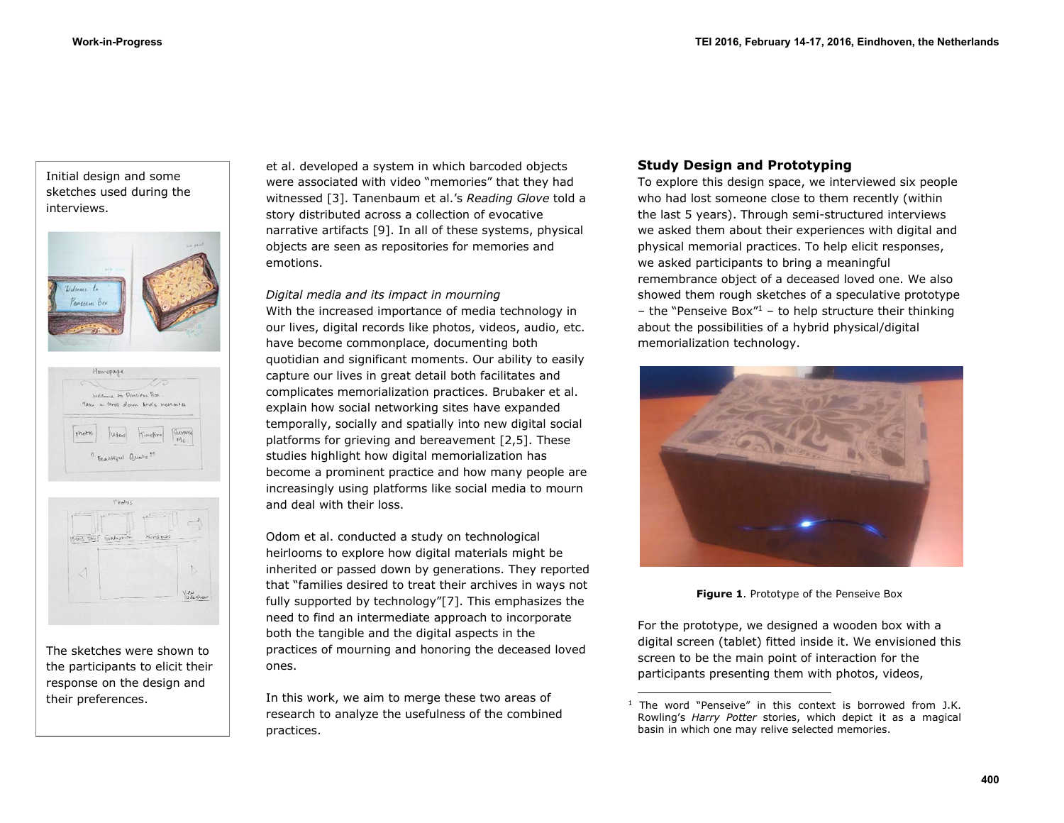Initial design and some sketches used during the interviews.

The sketches were shown to the participants to elicit their response on the design and their preferences.

et al. developed a system in which barcoded objects were associated with video "memories" that they had witnessed [3]. Tanenbaum et al.'s *Reading Glove* told a story distributed across a collection of evocative narrative artifacts [9]. In all of these systems, physical objects are seen as repositories for memories and emotions.

*Digital media and its impact in mourning*

With the increased importance of media technology in our lives, digital records like photos, videos, audio, etc. have become commonplace, documenting both quotidian and significant moments. Our ability to easily capture our lives in great detail both facilitates and complicates memorialization practices. Brubaker et al. explain how social networking sites have expanded temporally, socially and spatially into new digital social platforms for grieving and bereavement [2,5]. These studies highlight how digital memorialization has become a prominent practice and how many people are increasingly using platforms like social media to mourn and deal with their loss.

Odom et al. conducted a study on technological heirlooms to explore how digital materials might be inherited or passed down by generations. They reported that "families desired to treat their archives in ways not fully supported by technology"[7]. This emphasizes the need to find an intermediate approach to incorporate both the tangible and the digital aspects in the practices of mourning and honoring the deceased loved ones.

In this work, we aim to merge these two areas of research to analyze the usefulness of the combined practices.

## Study Design and Prototyping

To explore this design space, we interviewed six people who had lost someone close to them recently (within the last 5 years). Through semi-structured interviews we asked them about their experiences with digital and physical memorial practices. To help elicit responses, we asked participants to bring a meaningful remembrance object of a deceased loved one. We also showed them rough sketches of a speculative prototype – the "Penseive Box"[1] – to help structure their thinking about the possibilities of a hybrid physical/digital memorialization technology.

**Figure 1**. Prototype of the Penseive Box

For the prototype, we designed a wooden box with a digital screen (tablet) fitted inside it. We envisioned this screen to be the main point of interaction for the participants presenting them with photos, videos,

[1] The word "Penseive" in this context is borrowed from J.K. Rowling's *Harry Potter* stories, which depict it as a magical basin in which one may relive selected memories.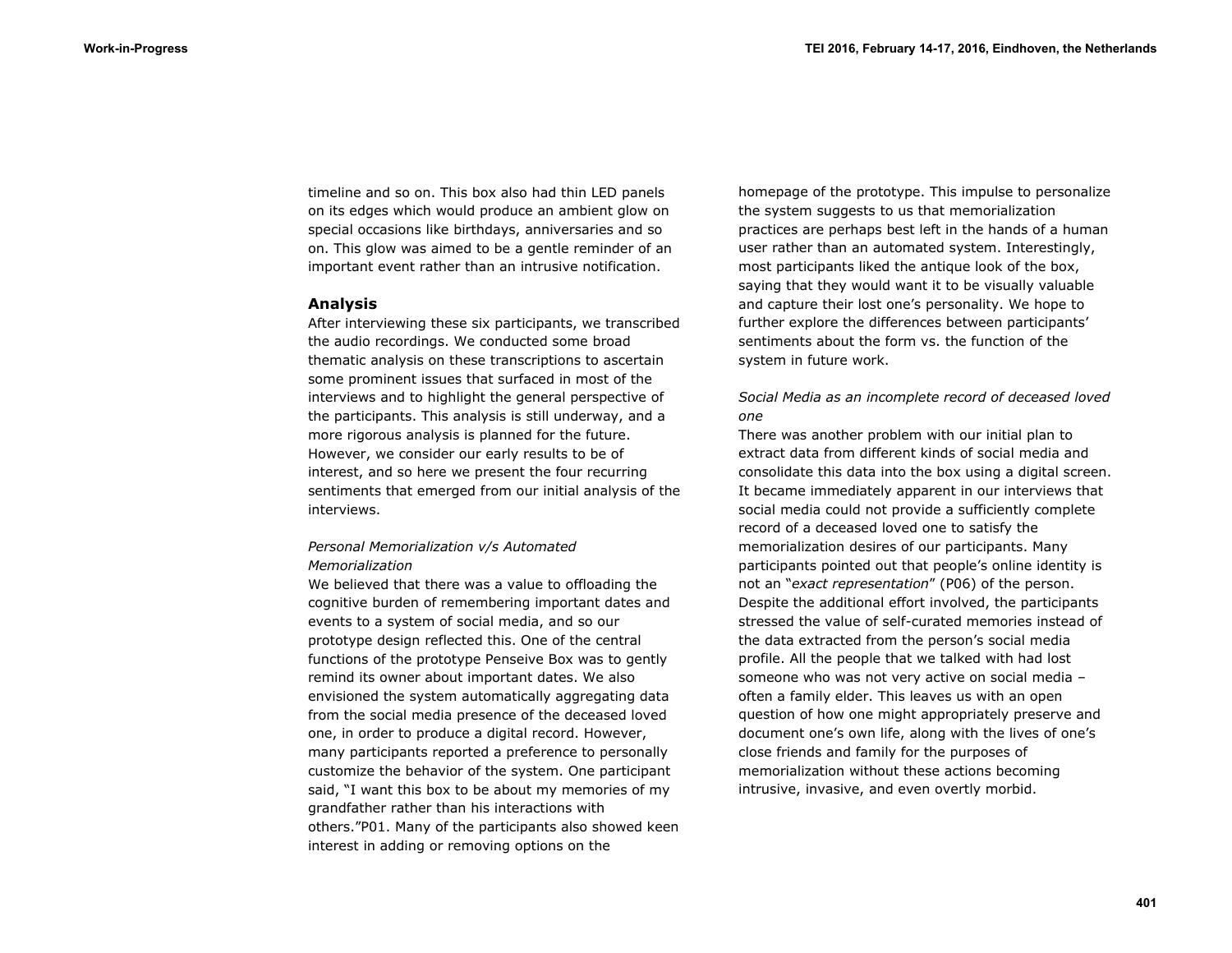timeline and so on. This box also had thin LED panels on its edges which would produce an ambient glow on special occasions like birthdays, anniversaries and so on. This glow was aimed to be a gentle reminder of an important event rather than an intrusive notification.

## Analysis

After interviewing these six participants, we transcribed the audio recordings. We conducted some broad thematic analysis on these transcriptions to ascertain some prominent issues that surfaced in most of the interviews and to highlight the general perspective of the participants. This analysis is still underway, and a more rigorous analysis is planned for the future. However, we consider our early results to be of interest, and so here we present the four recurring sentiments that emerged from our initial analysis of the interviews.

### *Personal Memorialization v/s Automated Memorialization*

We believed that there was a value to offloading the cognitive burden of remembering important dates and events to a system of social media, and so our prototype design reflected this. One of the central functions of the prototype Penseive Box was to gently remind its owner about important dates. We also envisioned the system automatically aggregating data from the social media presence of the deceased loved one, in order to produce a digital record. However, many participants reported a preference to personally customize the behavior of the system. One participant said, "I want this box to be about my memories of my grandfather rather than his interactions with others."P01. Many of the participants also showed keen interest in adding or removing options on the homepage of the prototype. This impulse to personalize the system suggests to us that memorialization practices are perhaps best left in the hands of a human user rather than an automated system. Interestingly, most participants liked the antique look of the box, saying that they would want it to be visually valuable and capture their lost one's personality. We hope to further explore the differences between participants' sentiments about the form vs. the function of the system in future work.

### *Social Media as an incomplete record of deceased loved one*

There was another problem with our initial plan to extract data from different kinds of social media and consolidate this data into the box using a digital screen. It became immediately apparent in our interviews that social media could not provide a sufficiently complete record of a deceased loved one to satisfy the memorialization desires of our participants. Many participants pointed out that people's online identity is not an "*exact representation*" (P06) of the person. Despite the additional effort involved, the participants stressed the value of self-curated memories instead of the data extracted from the person's social media profile. All the people that we talked with had lost someone who was not very active on social media – often a family elder. This leaves us with an open question of how one might appropriately preserve and document one's own life, along with the lives of one's close friends and family for the purposes of memorialization without these actions becoming intrusive, invasive, and even overtly morbid.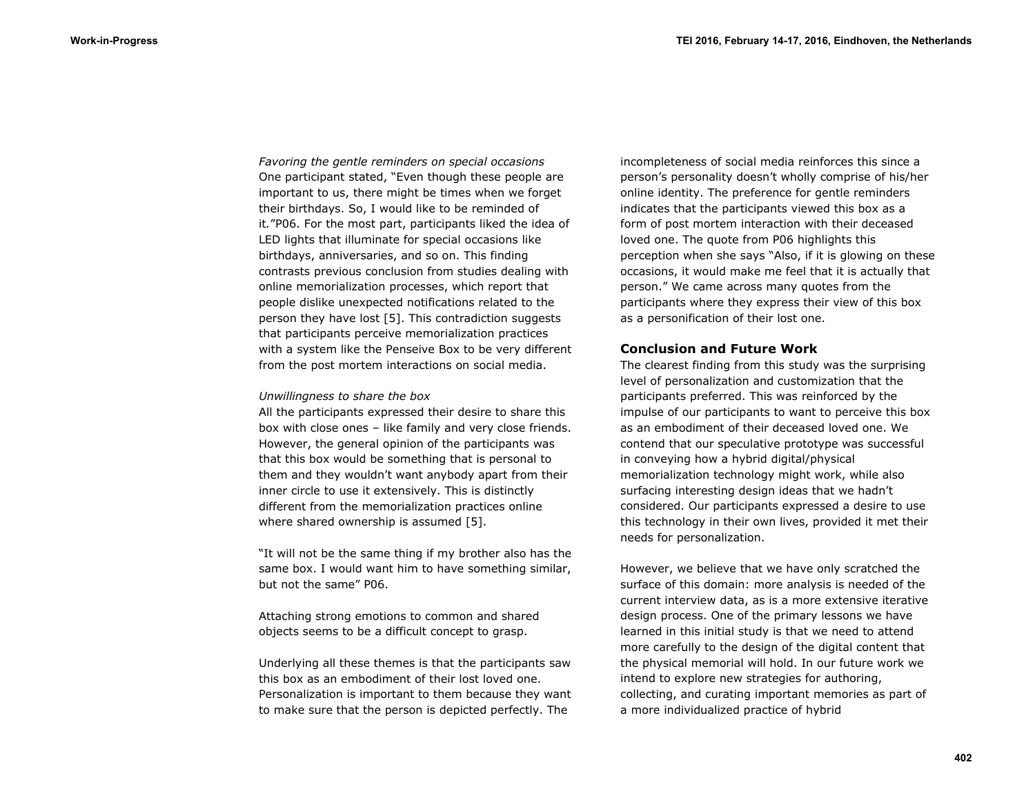*Favoring the gentle reminders on special occasions*
One participant stated, "Even though these people are important to us, there might be times when we forget their birthdays. So, I would like to be reminded of it."P06. For the most part, participants liked the idea of LED lights that illuminate for special occasions like birthdays, anniversaries, and so on. This finding contrasts previous conclusion from studies dealing with online memorialization processes, which report that people dislike unexpected notifications related to the person they have lost [5]. This contradiction suggests that participants perceive memorialization practices with a system like the Penseive Box to be very different from the post mortem interactions on social media.

*Unwillingness to share the box*
All the participants expressed their desire to share this box with close ones – like family and very close friends. However, the general opinion of the participants was that this box would be something that is personal to them and they wouldn't want anybody apart from their inner circle to use it extensively. This is distinctly different from the memorialization practices online where shared ownership is assumed [5].

"It will not be the same thing if my brother also has the same box. I would want him to have something similar, but not the same" P06.

Attaching strong emotions to common and shared objects seems to be a difficult concept to grasp.

Underlying all these themes is that the participants saw this box as an embodiment of their lost loved one. Personalization is important to them because they want to make sure that the person is depicted perfectly. The incompleteness of social media reinforces this since a person's personality doesn't wholly comprise of his/her online identity. The preference for gentle reminders indicates that the participants viewed this box as a form of post mortem interaction with their deceased loved one. The quote from P06 highlights this perception when she says "Also, if it is glowing on these occasions, it would make me feel that it is actually that person." We came across many quotes from the participants where they express their view of this box as a personification of their lost one.

## Conclusion and Future Work

The clearest finding from this study was the surprising level of personalization and customization that the participants preferred. This was reinforced by the impulse of our participants to want to perceive this box as an embodiment of their deceased loved one. We contend that our speculative prototype was successful in conveying how a hybrid digital/physical memorialization technology might work, while also surfacing interesting design ideas that we hadn't considered. Our participants expressed a desire to use this technology in their own lives, provided it met their needs for personalization.

However, we believe that we have only scratched the surface of this domain: more analysis is needed of the current interview data, as is a more extensive iterative design process. One of the primary lessons we have learned in this initial study is that we need to attend more carefully to the design of the digital content that the physical memorial will hold. In our future work we intend to explore new strategies for authoring, collecting, and curating important memories as part of a more individualized practice of hybrid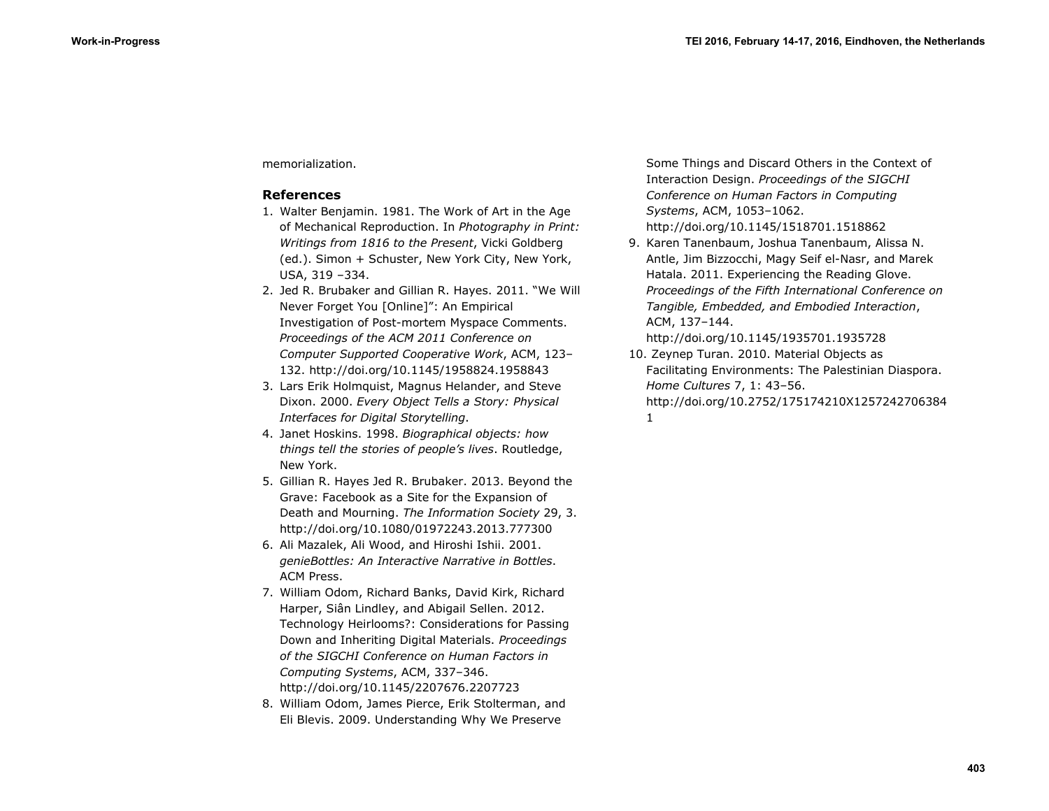memorialization.

## References

1. Walter Benjamin. 1981. The Work of Art in the Age of Mechanical Reproduction. In *Photography in Print: Writings from 1816 to the Present*, Vicki Goldberg (ed.). Simon + Schuster, New York City, New York, USA, 319 –334.
2. Jed R. Brubaker and Gillian R. Hayes. 2011. "We Will Never Forget You [Online]": An Empirical Investigation of Post-mortem Myspace Comments. *Proceedings of the ACM 2011 Conference on Computer Supported Cooperative Work*, ACM, 123–132. http://doi.org/10.1145/1958824.1958843
3. Lars Erik Holmquist, Magnus Helander, and Steve Dixon. 2000. *Every Object Tells a Story: Physical Interfaces for Digital Storytelling*.
4. Janet Hoskins. 1998. *Biographical objects: how things tell the stories of people's lives*. Routledge, New York.
5. Gillian R. Hayes Jed R. Brubaker. 2013. Beyond the Grave: Facebook as a Site for the Expansion of Death and Mourning. *The Information Society* 29, 3. http://doi.org/10.1080/01972243.2013.777300
6. Ali Mazalek, Ali Wood, and Hiroshi Ishii. 2001. *genieBottles: An Interactive Narrative in Bottles*. ACM Press.
7. William Odom, Richard Banks, David Kirk, Richard Harper, Siân Lindley, and Abigail Sellen. 2012. Technology Heirlooms?: Considerations for Passing Down and Inheriting Digital Materials. *Proceedings of the SIGCHI Conference on Human Factors in Computing Systems*, ACM, 337–346. http://doi.org/10.1145/2207676.2207723
8. William Odom, James Pierce, Erik Stolterman, and Eli Blevis. 2009. Understanding Why We Preserve Some Things and Discard Others in the Context of Interaction Design. *Proceedings of the SIGCHI Conference on Human Factors in Computing Systems*, ACM, 1053–1062. http://doi.org/10.1145/1518701.1518862
9. Karen Tanenbaum, Joshua Tanenbaum, Alissa N. Antle, Jim Bizzocchi, Magy Seif el-Nasr, and Marek Hatala. 2011. Experiencing the Reading Glove. *Proceedings of the Fifth International Conference on Tangible, Embedded, and Embodied Interaction*, ACM, 137–144. http://doi.org/10.1145/1935701.1935728
10. Zeynep Turan. 2010. Material Objects as Facilitating Environments: The Palestinian Diaspora. *Home Cultures* 7, 1: 43–56. http://doi.org/10.2752/175174210X12572427063841